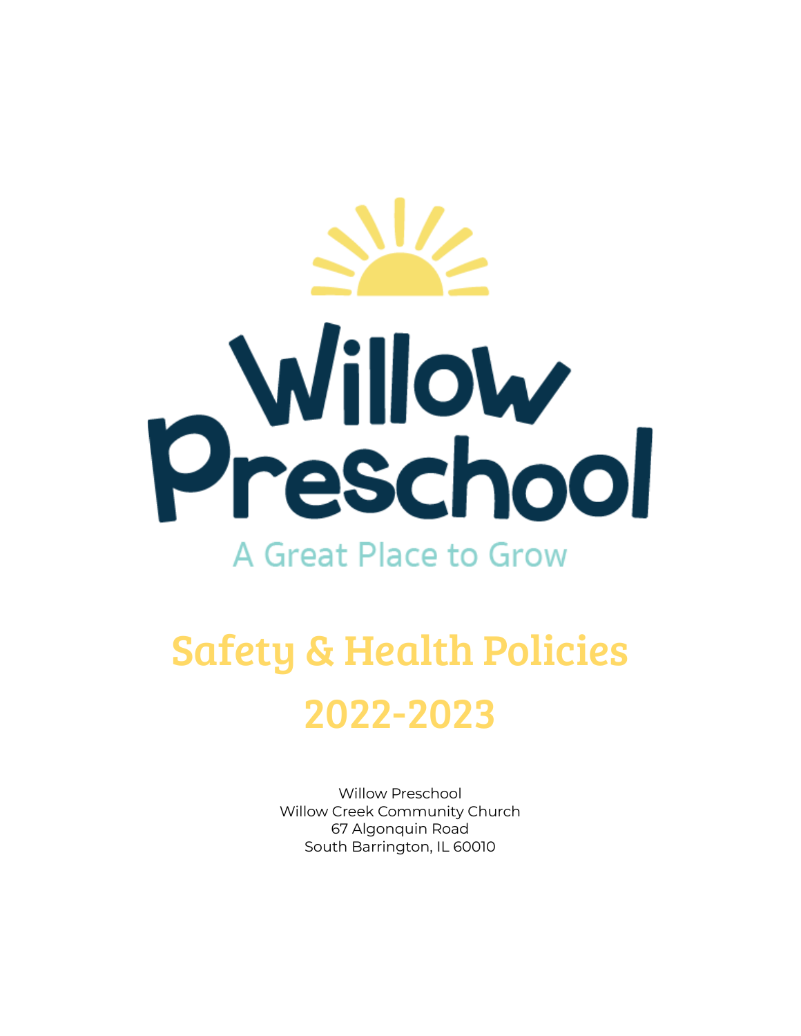# Willow Preschool

A Great Place to Grow

# Safety & Health Policies

# 2022-2023

Willow Preschool
Willow Creek Community Church
67 Algonquin Road
South Barrington, IL 60010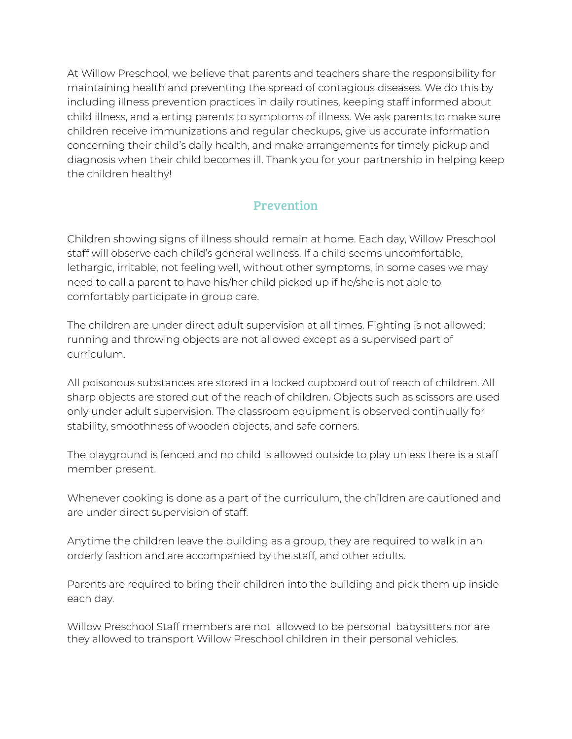At Willow Preschool, we believe that parents and teachers share the responsibility for maintaining health and preventing the spread of contagious diseases. We do this by including illness prevention practices in daily routines, keeping staff informed about child illness, and alerting parents to symptoms of illness. We ask parents to make sure children receive immunizations and regular checkups, give us accurate information concerning their child's daily health, and make arrangements for timely pickup and diagnosis when their child becomes ill. Thank you for your partnership in helping keep the children healthy!

## Prevention

Children showing signs of illness should remain at home. Each day, Willow Preschool staff will observe each child's general wellness. If a child seems uncomfortable, lethargic, irritable, not feeling well, without other symptoms, in some cases we may need to call a parent to have his/her child picked up if he/she is not able to comfortably participate in group care.

The children are under direct adult supervision at all times. Fighting is not allowed; running and throwing objects are not allowed except as a supervised part of curriculum.

All poisonous substances are stored in a locked cupboard out of reach of children. All sharp objects are stored out of the reach of children. Objects such as scissors are used only under adult supervision. The classroom equipment is observed continually for stability, smoothness of wooden objects, and safe corners.

The playground is fenced and no child is allowed outside to play unless there is a staff member present.

Whenever cooking is done as a part of the curriculum, the children are cautioned and are under direct supervision of staff.

Anytime the children leave the building as a group, they are required to walk in an orderly fashion and are accompanied by the staff, and other adults.

Parents are required to bring their children into the building and pick them up inside each day.

Willow Preschool Staff members are not allowed to be personal babysitters nor are they allowed to transport Willow Preschool children in their personal vehicles.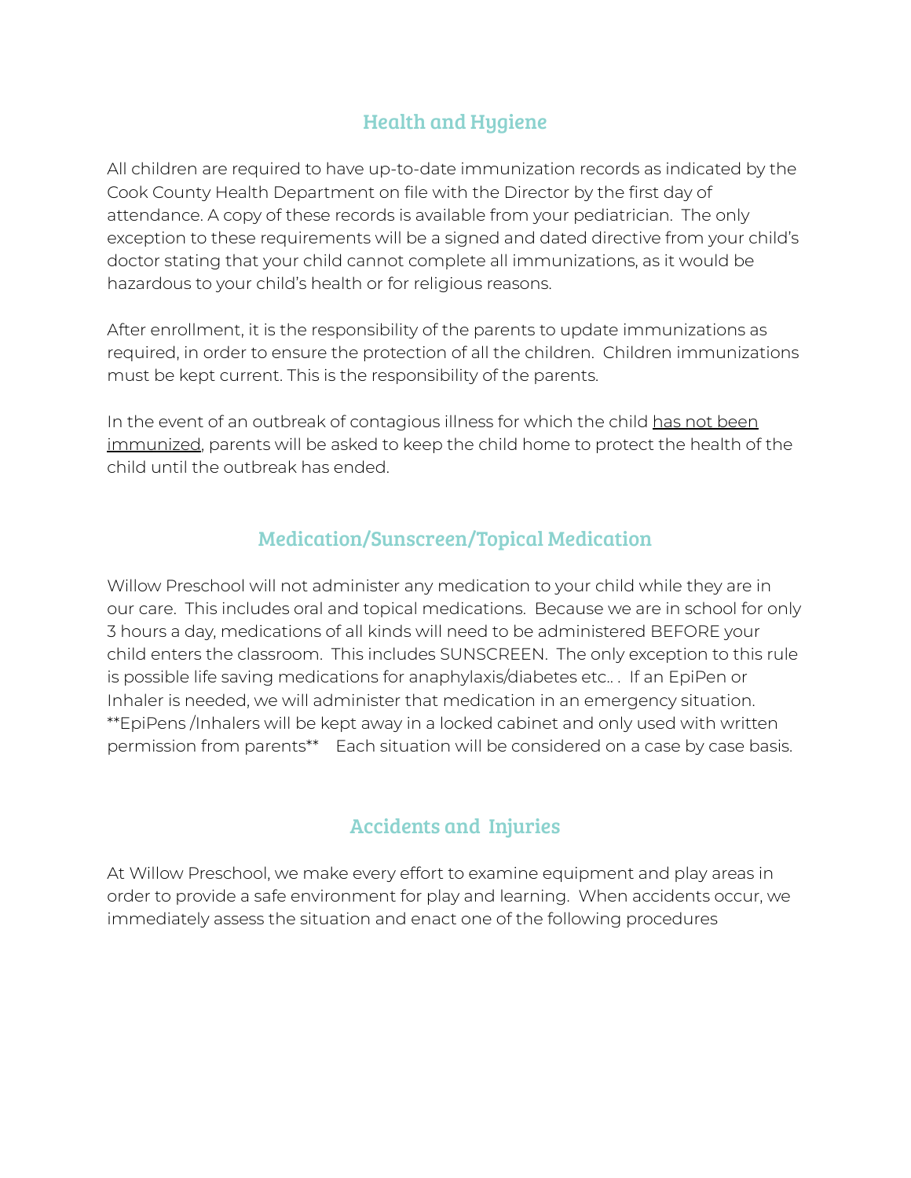## Health and Hygiene

All children are required to have up-to-date immunization records as indicated by the Cook County Health Department on file with the Director by the first day of attendance. A copy of these records is available from your pediatrician. The only exception to these requirements will be a signed and dated directive from your child's doctor stating that your child cannot complete all immunizations, as it would be hazardous to your child's health or for religious reasons.

After enrollment, it is the responsibility of the parents to update immunizations as required, in order to ensure the protection of all the children. Children immunizations must be kept current. This is the responsibility of the parents.

In the event of an outbreak of contagious illness for which the child <u>has not been immunized</u>, parents will be asked to keep the child home to protect the health of the child until the outbreak has ended.

## Medication/Sunscreen/Topical Medication

Willow Preschool will not administer any medication to your child while they are in our care. This includes oral and topical medications. Because we are in school for only 3 hours a day, medications of all kinds will need to be administered BEFORE your child enters the classroom. This includes SUNSCREEN. The only exception to this rule is possible life saving medications for anaphylaxis/diabetes etc.. . If an EpiPen or Inhaler is needed, we will administer that medication in an emergency situation. **EpiPens /Inhalers will be kept away in a locked cabinet and only used with written permission from parents** Each situation will be considered on a case by case basis.

## Accidents and Injuries

At Willow Preschool, we make every effort to examine equipment and play areas in order to provide a safe environment for play and learning. When accidents occur, we immediately assess the situation and enact one of the following procedures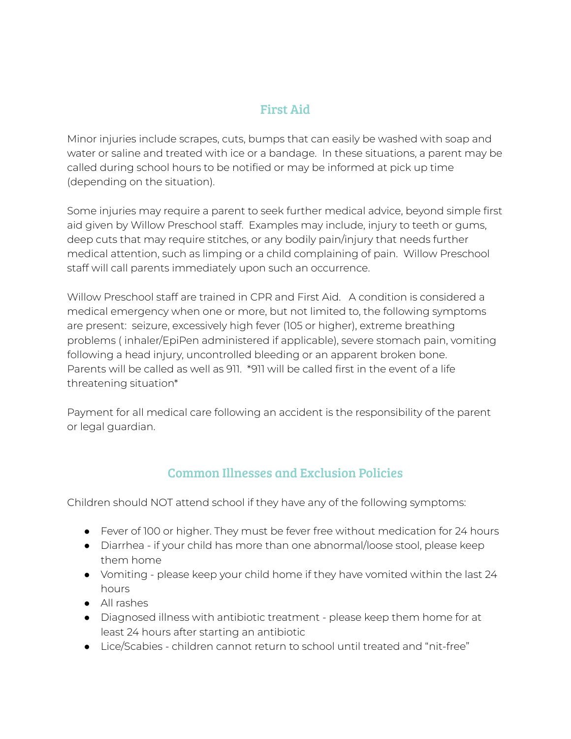## First Aid

Minor injuries include scrapes, cuts, bumps that can easily be washed with soap and water or saline and treated with ice or a bandage. In these situations, a parent may be called during school hours to be notified or may be informed at pick up time (depending on the situation).

Some injuries may require a parent to seek further medical advice, beyond simple first aid given by Willow Preschool staff. Examples may include, injury to teeth or gums, deep cuts that may require stitches, or any bodily pain/injury that needs further medical attention, such as limping or a child complaining of pain. Willow Preschool staff will call parents immediately upon such an occurrence.

Willow Preschool staff are trained in CPR and First Aid. A condition is considered a medical emergency when one or more, but not limited to, the following symptoms are present: seizure, excessively high fever (105 or higher), extreme breathing problems ( inhaler/EpiPen administered if applicable), severe stomach pain, vomiting following a head injury, uncontrolled bleeding or an apparent broken bone. Parents will be called as well as 911. *911 will be called first in the event of a life threatening situation*

Payment for all medical care following an accident is the responsibility of the parent or legal guardian.

## Common Illnesses and Exclusion Policies

Children should NOT attend school if they have any of the following symptoms:

- Fever of 100 or higher. They must be fever free without medication for 24 hours
- Diarrhea - if your child has more than one abnormal/loose stool, please keep them home
- Vomiting - please keep your child home if they have vomited within the last 24 hours
- All rashes
- Diagnosed illness with antibiotic treatment - please keep them home for at least 24 hours after starting an antibiotic
- Lice/Scabies - children cannot return to school until treated and "nit-free"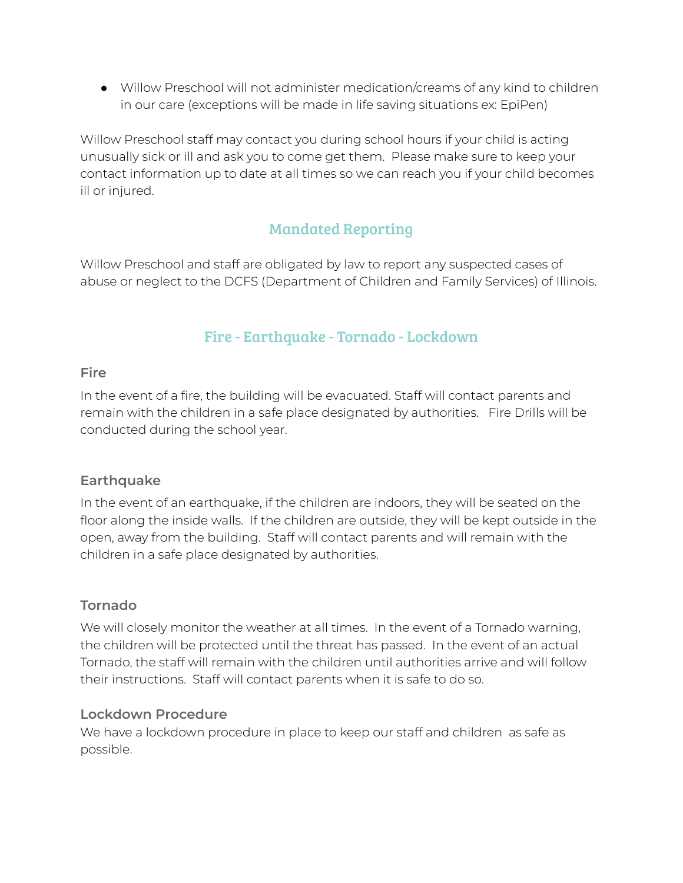- Willow Preschool will not administer medication/creams of any kind to children in our care (exceptions will be made in life saving situations ex: EpiPen)

Willow Preschool staff may contact you during school hours if your child is acting unusually sick or ill and ask you to come get them. Please make sure to keep your contact information up to date at all times so we can reach you if your child becomes ill or injured.

## Mandated Reporting

Willow Preschool and staff are obligated by law to report any suspected cases of abuse or neglect to the DCFS (Department of Children and Family Services) of Illinois.

## Fire - Earthquake - Tornado - Lockdown

### Fire

In the event of a fire, the building will be evacuated. Staff will contact parents and remain with the children in a safe place designated by authorities. Fire Drills will be conducted during the school year.

### Earthquake

In the event of an earthquake, if the children are indoors, they will be seated on the floor along the inside walls. If the children are outside, they will be kept outside in the open, away from the building. Staff will contact parents and will remain with the children in a safe place designated by authorities.

### Tornado

We will closely monitor the weather at all times. In the event of a Tornado warning, the children will be protected until the threat has passed. In the event of an actual Tornado, the staff will remain with the children until authorities arrive and will follow their instructions. Staff will contact parents when it is safe to do so.

### Lockdown Procedure

We have a lockdown procedure in place to keep our staff and children as safe as possible.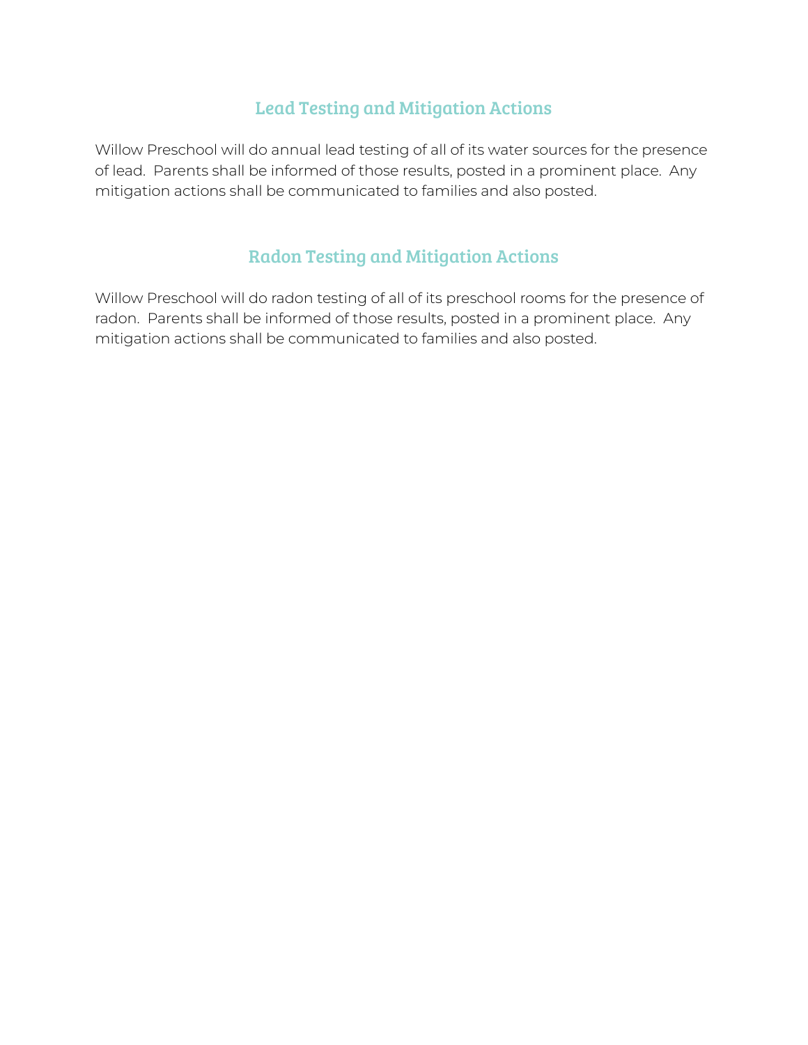## Lead Testing and Mitigation Actions

Willow Preschool will do annual lead testing of all of its water sources for the presence of lead. Parents shall be informed of those results, posted in a prominent place. Any mitigation actions shall be communicated to families and also posted.

## Radon Testing and Mitigation Actions

Willow Preschool will do radon testing of all of its preschool rooms for the presence of radon. Parents shall be informed of those results, posted in a prominent place. Any mitigation actions shall be communicated to families and also posted.